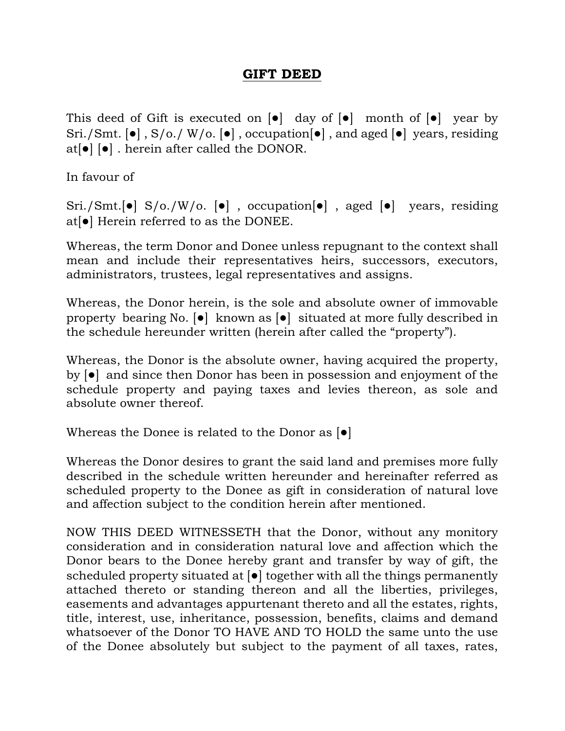# GIFT DEED

This deed of Gift is executed on [●] day of [●] month of [●] year by Sri./Smt. [●] , S/o./ W/o. [●] , occupation[●] , and aged [●] years, residing at[●] [●] . herein after called the DONOR.

In favour of

Sri./Smt.[●] S/o./W/o. [●] , occupation[●] , aged [●] years, residing at[●] Herein referred to as the DONEE.

Whereas, the term Donor and Donee unless repugnant to the context shall mean and include their representatives heirs, successors, executors, administrators, trustees, legal representatives and assigns.

Whereas, the Donor herein, is the sole and absolute owner of immovable property bearing No. [●] known as [●] situated at more fully described in the schedule hereunder written (herein after called the "property").

Whereas, the Donor is the absolute owner, having acquired the property, by [●] and since then Donor has been in possession and enjoyment of the schedule property and paying taxes and levies thereon, as sole and absolute owner thereof.

Whereas the Donee is related to the Donor as [●]

Whereas the Donor desires to grant the said land and premises more fully described in the schedule written hereunder and hereinafter referred as scheduled property to the Donee as gift in consideration of natural love and affection subject to the condition herein after mentioned.

NOW THIS DEED WITNESSETH that the Donor, without any monitory consideration and in consideration natural love and affection which the Donor bears to the Donee hereby grant and transfer by way of gift, the scheduled property situated at [●] together with all the things permanently attached thereto or standing thereon and all the liberties, privileges, easements and advantages appurtenant thereto and all the estates, rights, title, interest, use, inheritance, possession, benefits, claims and demand whatsoever of the Donor TO HAVE AND TO HOLD the same unto the use of the Donee absolutely but subject to the payment of all taxes, rates,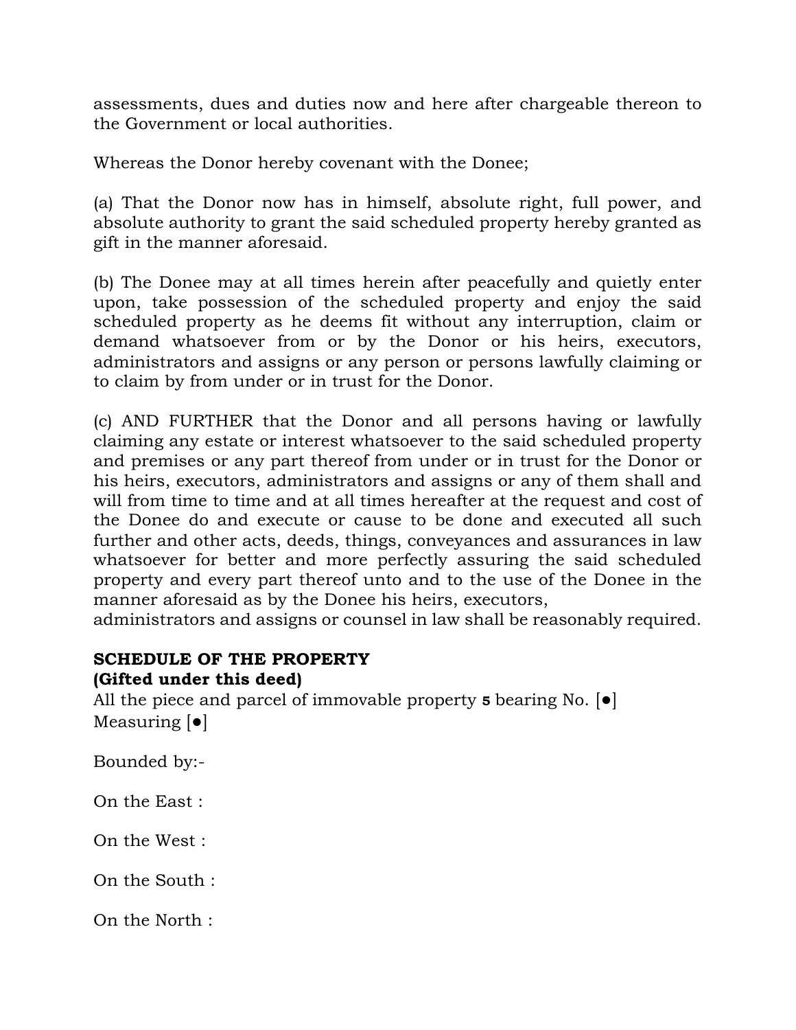assessments, dues and duties now and here after chargeable thereon to the Government or local authorities.

Whereas the Donor hereby covenant with the Donee;

(a) That the Donor now has in himself, absolute right, full power, and absolute authority to grant the said scheduled property hereby granted as gift in the manner aforesaid.

(b) The Donee may at all times herein after peacefully and quietly enter upon, take possession of the scheduled property and enjoy the said scheduled property as he deems fit without any interruption, claim or demand whatsoever from or by the Donor or his heirs, executors, administrators and assigns or any person or persons lawfully claiming or to claim by from under or in trust for the Donor.

(c) AND FURTHER that the Donor and all persons having or lawfully claiming any estate or interest whatsoever to the said scheduled property and premises or any part thereof from under or in trust for the Donor or his heirs, executors, administrators and assigns or any of them shall and will from time to time and at all times hereafter at the request and cost of the Donee do and execute or cause to be done and executed all such further and other acts, deeds, things, conveyances and assurances in law whatsoever for better and more perfectly assuring the said scheduled property and every part thereof unto and to the use of the Donee in the manner aforesaid as by the Donee his heirs, executors, administrators and assigns or counsel in law shall be reasonably required.

**SCHEDULE OF THE PROPERTY**
**(Gifted under this deed)**

All the piece and parcel of immovable property [5] bearing No. [●]
Measuring [●]

Bounded by:-

On the East :

On the West :

On the South :

On the North :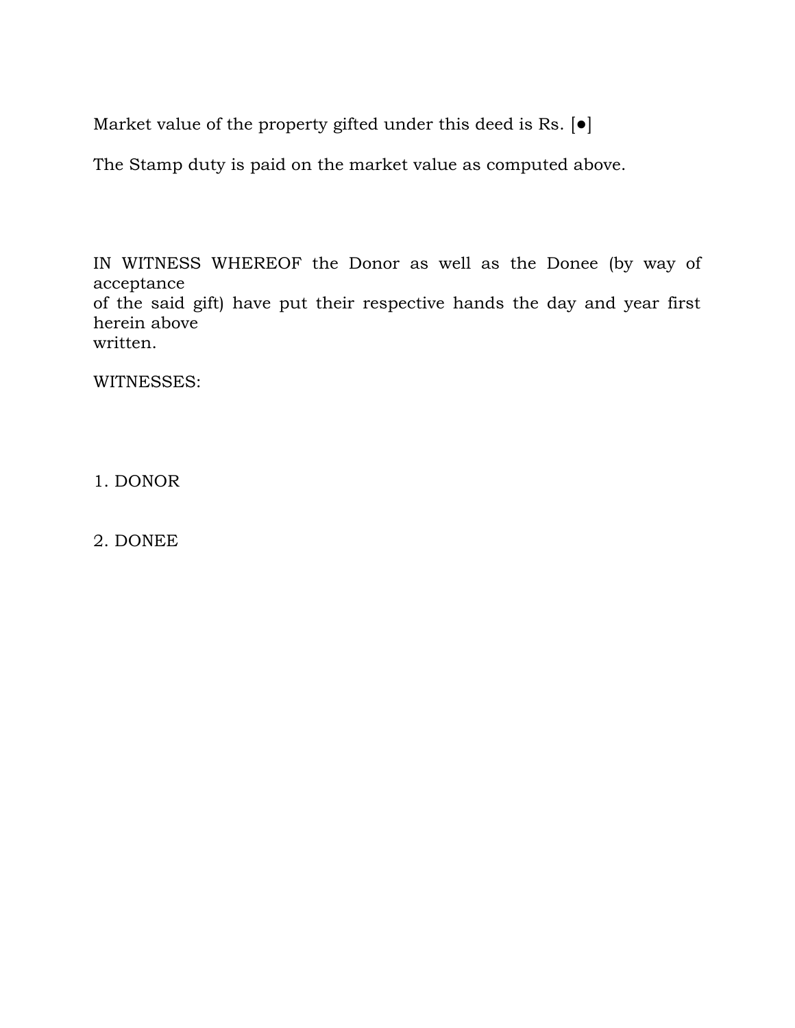Market value of the property gifted under this deed is Rs. [●]

The Stamp duty is paid on the market value as computed above.

IN WITNESS WHEREOF the Donor as well as the Donee (by way of acceptance of the said gift) have put their respective hands the day and year first herein above written.

WITNESSES:

1. DONOR

2. DONEE